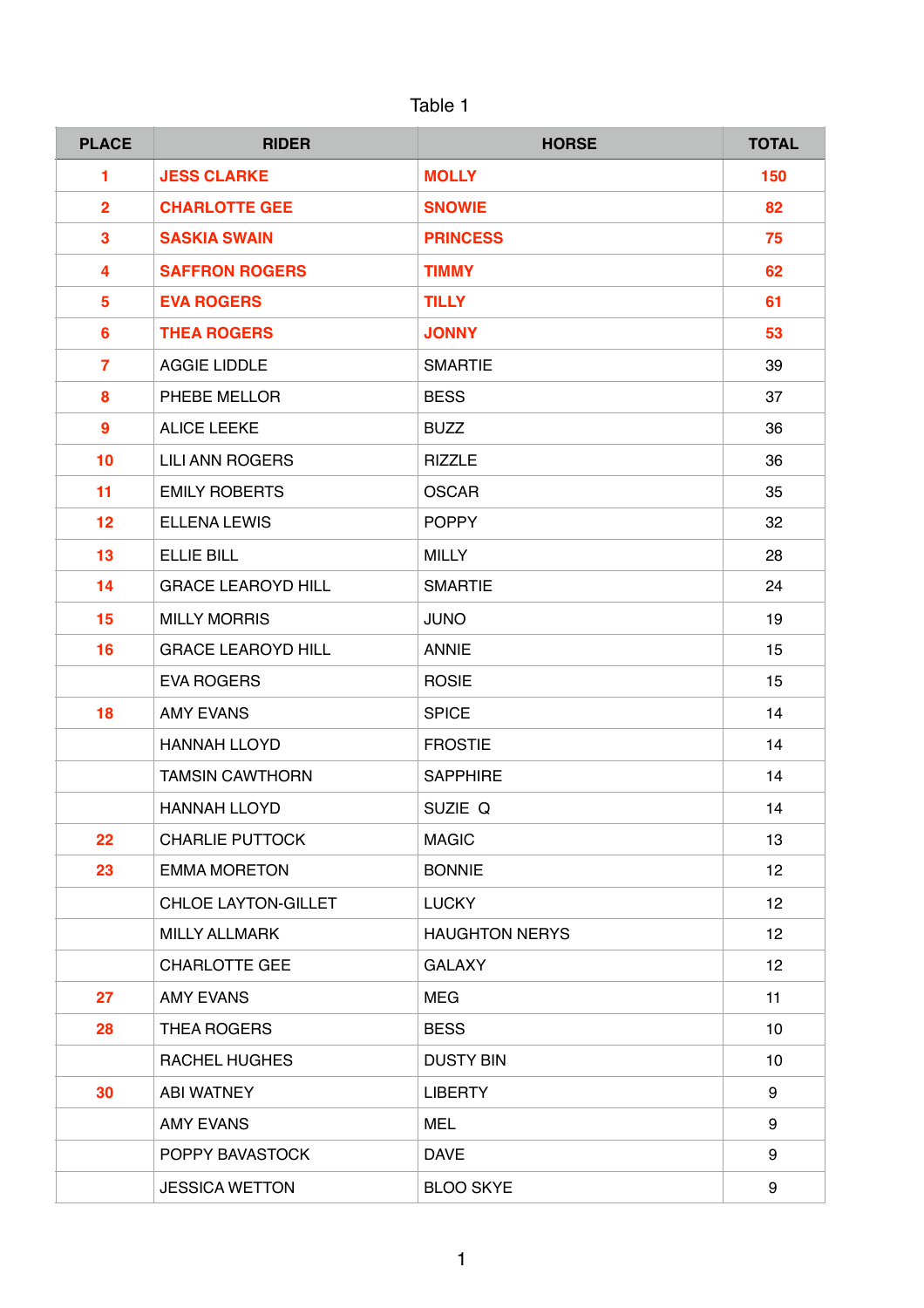Table 1

| PLACE | RIDER | HORSE | TOTAL |
|---|---|---|---|
| 1 | **JESS CLARKE** | **MOLLY** | **150** |
| 2 | **CHARLOTTE GEE** | **SNOWIE** | **82** |
| 3 | **SASKIA SWAIN** | **PRINCESS** | **75** |
| 4 | **SAFFRON ROGERS** | **TIMMY** | **62** |
| 5 | **EVA ROGERS** | **TILLY** | **61** |
| 6 | **THEA ROGERS** | **JONNY** | **53** |
| 7 | AGGIE LIDDLE | SMARTIE | 39 |
| 8 | PHEBE MELLOR | BESS | 37 |
| 9 | ALICE LEEKE | BUZZ | 36 |
| 10 | LILI ANN ROGERS | RIZZLE | 36 |
| 11 | EMILY ROBERTS | OSCAR | 35 |
| 12 | ELLENA LEWIS | POPPY | 32 |
| 13 | ELLIE BILL | MILLY | 28 |
| 14 | GRACE LEAROYD HILL | SMARTIE | 24 |
| 15 | MILLY MORRIS | JUNO | 19 |
| 16 | GRACE LEAROYD HILL | ANNIE | 15 |
| | EVA ROGERS | ROSIE | 15 |
| 18 | AMY EVANS | SPICE | 14 |
| | HANNAH LLOYD | FROSTIE | 14 |
| | TAMSIN CAWTHORN | SAPPHIRE | 14 |
| | HANNAH LLOYD | SUZIE Q | 14 |
| 22 | CHARLIE PUTTOCK | MAGIC | 13 |
| 23 | EMMA MORETON | BONNIE | 12 |
| | CHLOE LAYTON-GILLET | LUCKY | 12 |
| | MILLY ALLMARK | HAUGHTON NERYS | 12 |
| | CHARLOTTE GEE | GALAXY | 12 |
| 27 | AMY EVANS | MEG | 11 |
| 28 | THEA ROGERS | BESS | 10 |
| | RACHEL HUGHES | DUSTY BIN | 10 |
| 30 | ABI WATNEY | LIBERTY | 9 |
| | AMY EVANS | MEL | 9 |
| | POPPY BAVASTOCK | DAVE | 9 |
| | JESSICA WETTON | BLOO SKYE | 9 |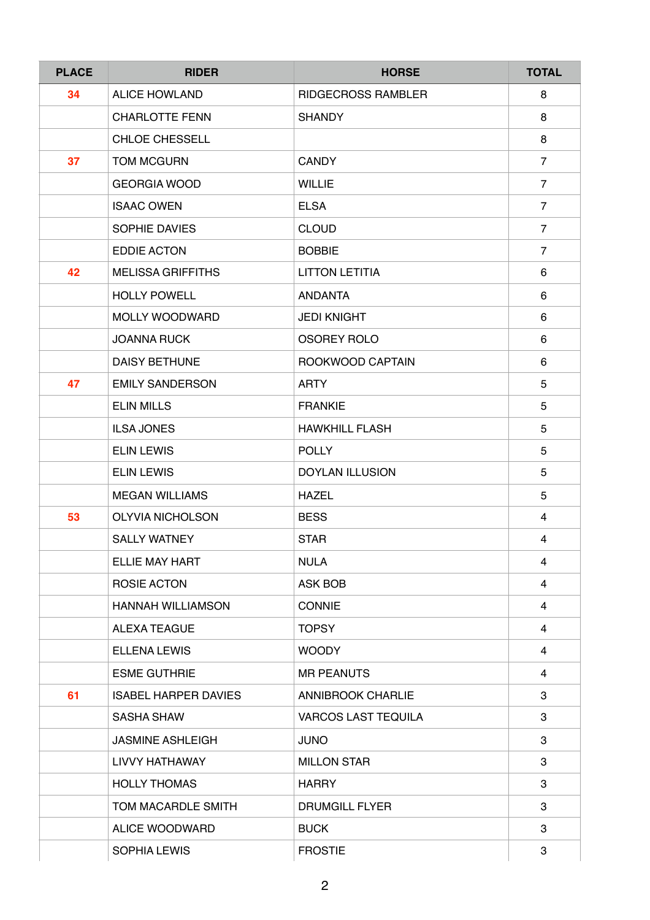| PLACE | RIDER | HORSE | TOTAL |
|---|---|---|---|
| 34 | ALICE HOWLAND | RIDGECROSS RAMBLER | 8 |
| | CHARLOTTE FENN | SHANDY | 8 |
| | CHLOE CHESSELL | | 8 |
| 37 | TOM MCGURN | CANDY | 7 |
| | GEORGIA WOOD | WILLIE | 7 |
| | ISAAC OWEN | ELSA | 7 |
| | SOPHIE DAVIES | CLOUD | 7 |
| | EDDIE ACTON | BOBBIE | 7 |
| 42 | MELISSA GRIFFITHS | LITTON LETITIA | 6 |
| | HOLLY POWELL | ANDANTA | 6 |
| | MOLLY WOODWARD | JEDI KNIGHT | 6 |
| | JOANNA RUCK | OSOREY ROLO | 6 |
| | DAISY BETHUNE | ROOKWOOD CAPTAIN | 6 |
| 47 | EMILY SANDERSON | ARTY | 5 |
| | ELIN MILLS | FRANKIE | 5 |
| | ILSA JONES | HAWKHILL FLASH | 5 |
| | ELIN LEWIS | POLLY | 5 |
| | ELIN LEWIS | DOYLAN ILLUSION | 5 |
| | MEGAN WILLIAMS | HAZEL | 5 |
| 53 | OLYVIA NICHOLSON | BESS | 4 |
| | SALLY WATNEY | STAR | 4 |
| | ELLIE MAY HART | NULA | 4 |
| | ROSIE ACTON | ASK BOB | 4 |
| | HANNAH WILLIAMSON | CONNIE | 4 |
| | ALEXA TEAGUE | TOPSY | 4 |
| | ELLENA LEWIS | WOODY | 4 |
| | ESME GUTHRIE | MR PEANUTS | 4 |
| 61 | ISABEL HARPER DAVIES | ANNIBROOK CHARLIE | 3 |
| | SASHA SHAW | VARCOS LAST TEQUILA | 3 |
| | JASMINE ASHLEIGH | JUNO | 3 |
| | LIVVY HATHAWAY | MILLON STAR | 3 |
| | HOLLY THOMAS | HARRY | 3 |
| | TOM MACARDLE SMITH | DRUMGILL FLYER | 3 |
| | ALICE WOODWARD | BUCK | 3 |
| | SOPHIA LEWIS | FROSTIE | 3 |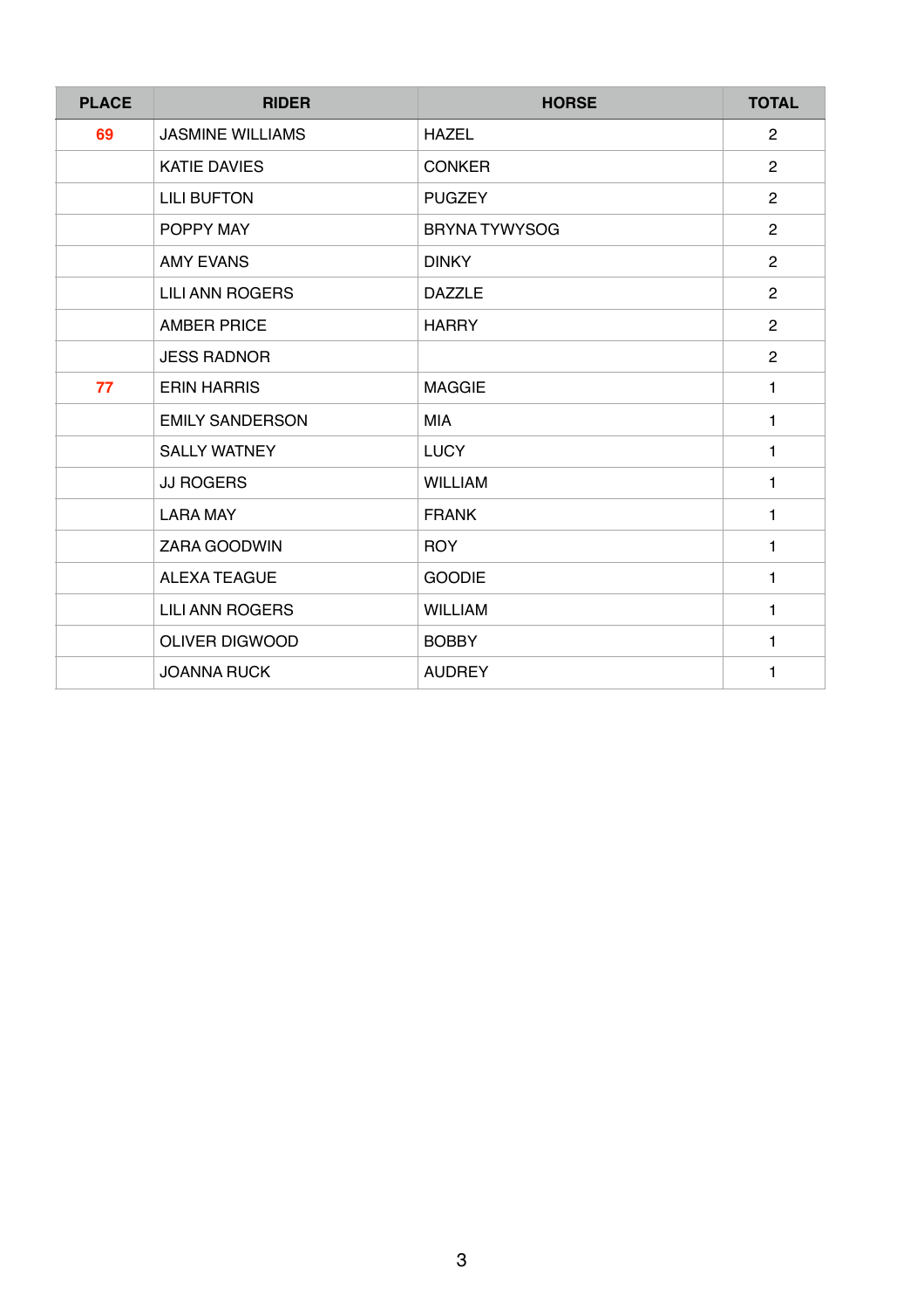| PLACE | RIDER | HORSE | TOTAL |
|---|---|---|---|
| 69 | JASMINE WILLIAMS | HAZEL | 2 |
| | KATIE DAVIES | CONKER | 2 |
| | LILI BUFTON | PUGZEY | 2 |
| | POPPY MAY | BRYNA TYWYSOG | 2 |
| | AMY EVANS | DINKY | 2 |
| | LILI ANN ROGERS | DAZZLE | 2 |
| | AMBER PRICE | HARRY | 2 |
| | JESS RADNOR | | 2 |
| 77 | ERIN HARRIS | MAGGIE | 1 |
| | EMILY SANDERSON | MIA | 1 |
| | SALLY WATNEY | LUCY | 1 |
| | JJ ROGERS | WILLIAM | 1 |
| | LARA MAY | FRANK | 1 |
| | ZARA GOODWIN | ROY | 1 |
| | ALEXA TEAGUE | GOODIE | 1 |
| | LILI ANN ROGERS | WILLIAM | 1 |
| | OLIVER DIGWOOD | BOBBY | 1 |
| | JOANNA RUCK | AUDREY | 1 |